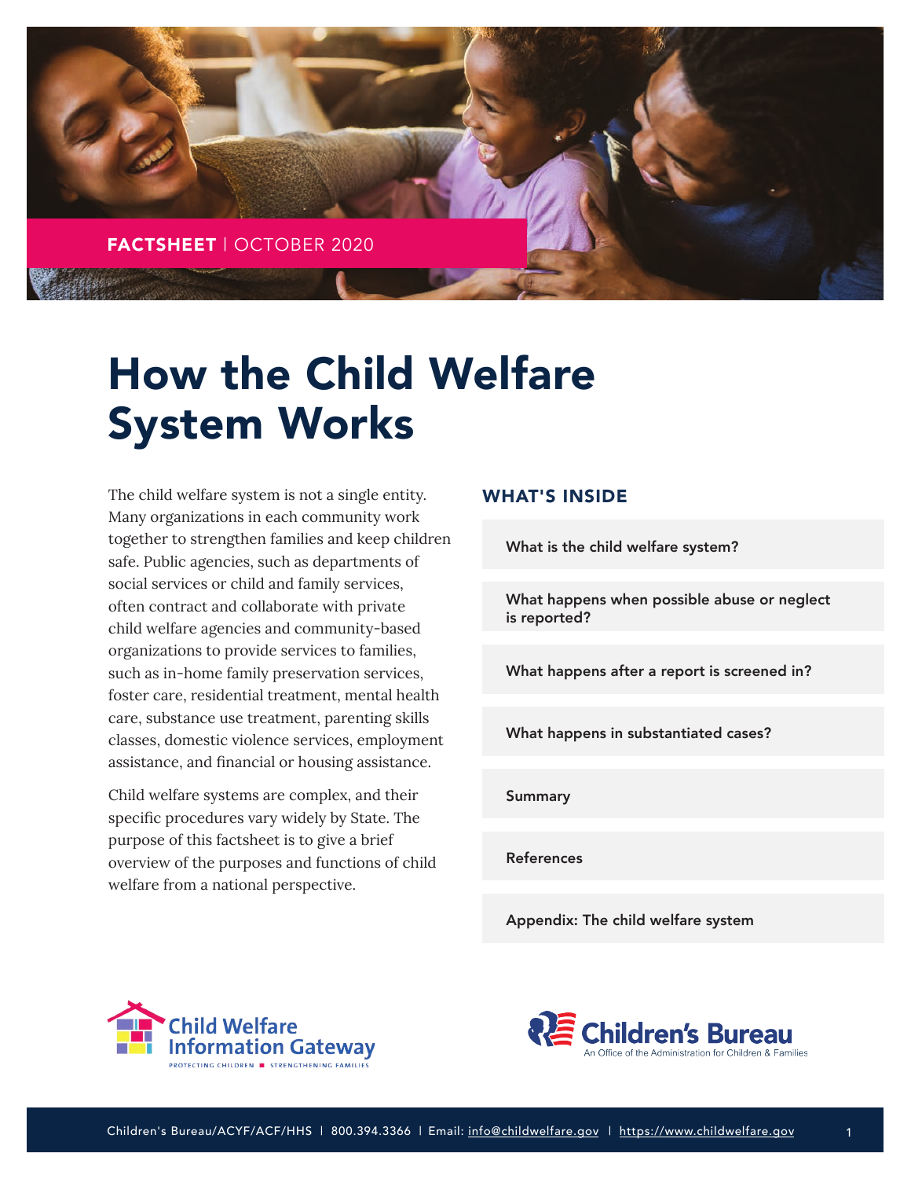**FACTSHEET** | OCTOBER 2020

# How the Child Welfare System Works

The child welfare system is not a single entity. Many organizations in each community work together to strengthen families and keep children safe. Public agencies, such as departments of social services or child and family services, often contract and collaborate with private child welfare agencies and community-based organizations to provide services to families, such as in-home family preservation services, foster care, residential treatment, mental health care, substance use treatment, parenting skills classes, domestic violence services, employment assistance, and financial or housing assistance.

Child welfare systems are complex, and their specific procedures vary widely by State. The purpose of this factsheet is to give a brief overview of the purposes and functions of child welfare from a national perspective.

## WHAT'S INSIDE

- What is the child welfare system?
- What happens when possible abuse or neglect is reported?
- What happens after a report is screened in?
- What happens in substantiated cases?
- Summary
- References
- Appendix: The child welfare system

Child Welfare Information Gateway
PROTECTING CHILDREN ■ STRENGTHENING FAMILIES

Children's Bureau
An Office of the Administration for Children & Families

Children's Bureau/ACYF/ACF/HHS | 800.394.3366 | Email: info@childwelfare.gov | https://www.childwelfare.gov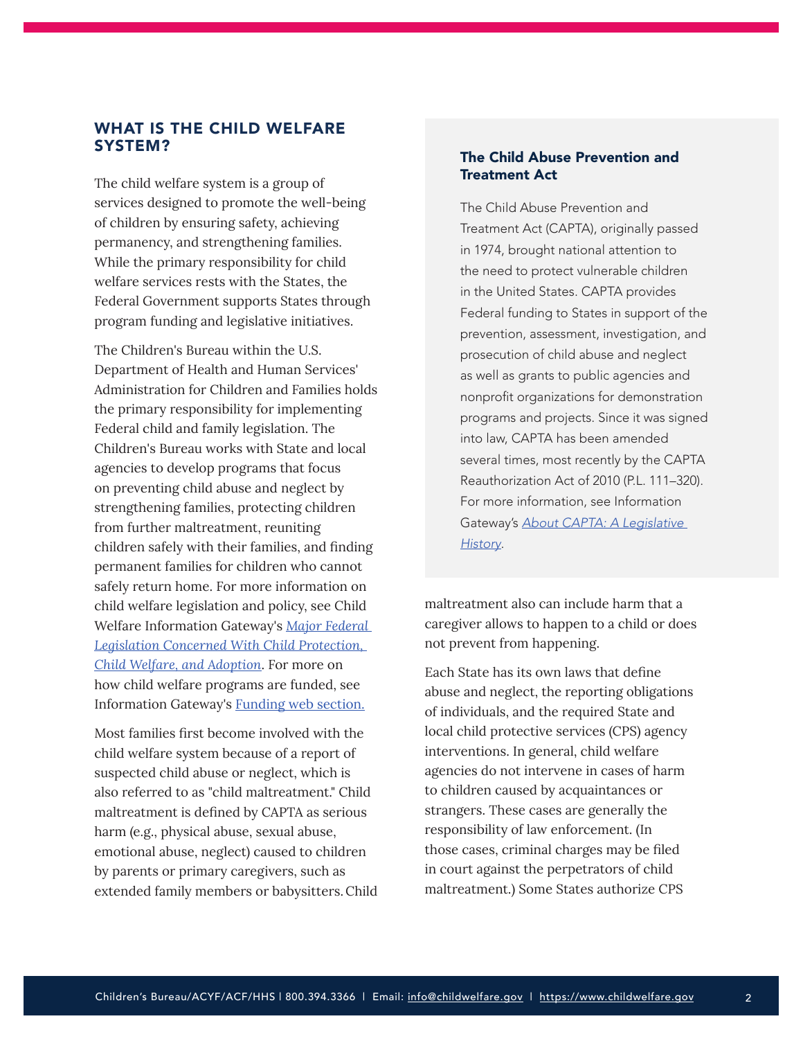## WHAT IS THE CHILD WELFARE SYSTEM?

The child welfare system is a group of services designed to promote the well-being of children by ensuring safety, achieving permanency, and strengthening families. While the primary responsibility for child welfare services rests with the States, the Federal Government supports States through program funding and legislative initiatives.

The Children's Bureau within the U.S. Department of Health and Human Services' Administration for Children and Families holds the primary responsibility for implementing Federal child and family legislation. The Children's Bureau works with State and local agencies to develop programs that focus on preventing child abuse and neglect by strengthening families, protecting children from further maltreatment, reuniting children safely with their families, and finding permanent families for children who cannot safely return home. For more information on child welfare legislation and policy, see Child Welfare Information Gateway's *Major Federal Legislation Concerned With Child Protection, Child Welfare, and Adoption*. For more on how child welfare programs are funded, see Information Gateway's Funding web section.

Most families first become involved with the child welfare system because of a report of suspected child abuse or neglect, which is also referred to as "child maltreatment." Child maltreatment is defined by CAPTA as serious harm (e.g., physical abuse, sexual abuse, emotional abuse, neglect) caused to children by parents or primary caregivers, such as extended family members or babysitters. Child maltreatment also can include harm that a caregiver allows to happen to a child or does not prevent from happening.

### The Child Abuse Prevention and Treatment Act

The Child Abuse Prevention and Treatment Act (CAPTA), originally passed in 1974, brought national attention to the need to protect vulnerable children in the United States. CAPTA provides Federal funding to States in support of the prevention, assessment, investigation, and prosecution of child abuse and neglect as well as grants to public agencies and nonprofit organizations for demonstration programs and projects. Since it was signed into law, CAPTA has been amended several times, most recently by the CAPTA Reauthorization Act of 2010 (P.L. 111–320). For more information, see Information Gateway's *About CAPTA: A Legislative History*.

Each State has its own laws that define abuse and neglect, the reporting obligations of individuals, and the required State and local child protective services (CPS) agency interventions. In general, child welfare agencies do not intervene in cases of harm to children caused by acquaintances or strangers. These cases are generally the responsibility of law enforcement. (In those cases, criminal charges may be filed in court against the perpetrators of child maltreatment.) Some States authorize CPS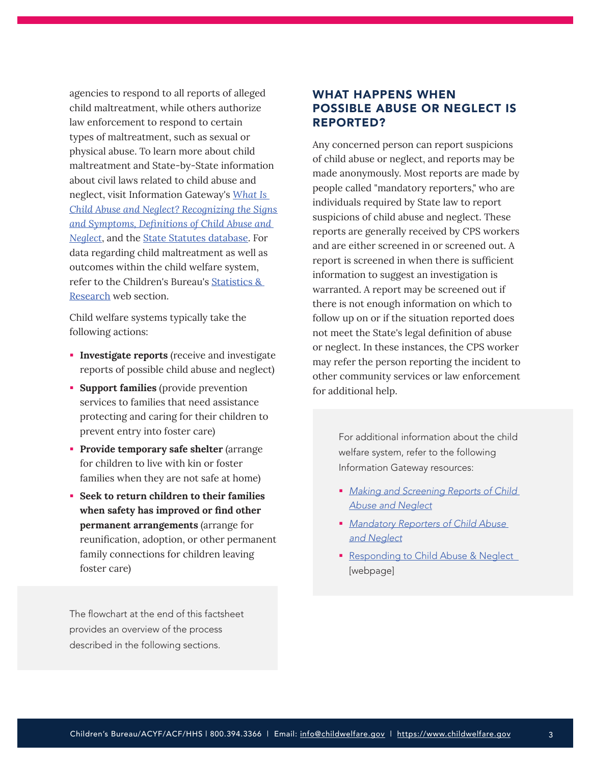agencies to respond to all reports of alleged child maltreatment, while others authorize law enforcement to respond to certain types of maltreatment, such as sexual or physical abuse. To learn more about child maltreatment and State-by-State information about civil laws related to child abuse and neglect, visit Information Gateway's [*What Is Child Abuse and Neglect? Recognizing the Signs and Symptoms*](), [*Definitions of Child Abuse and Neglect*](), and the [State Statutes database](). For data regarding child maltreatment as well as outcomes within the child welfare system, refer to the Children's Bureau's [Statistics & Research]() web section.

Child welfare systems typically take the following actions:

- **Investigate reports** (receive and investigate reports of possible child abuse and neglect)
- **Support families** (provide prevention services to families that need assistance protecting and caring for their children to prevent entry into foster care)
- **Provide temporary safe shelter** (arrange for children to live with kin or foster families when they are not safe at home)
- **Seek to return children to their families when safety has improved or find other permanent arrangements** (arrange for reunification, adoption, or other permanent family connections for children leaving foster care)

The flowchart at the end of this factsheet provides an overview of the process described in the following sections.

## WHAT HAPPENS WHEN POSSIBLE ABUSE OR NEGLECT IS REPORTED?

Any concerned person can report suspicions of child abuse or neglect, and reports may be made anonymously. Most reports are made by people called "mandatory reporters," who are individuals required by State law to report suspicions of child abuse and neglect. These reports are generally received by CPS workers and are either screened in or screened out. A report is screened in when there is sufficient information to suggest an investigation is warranted. A report may be screened out if there is not enough information on which to follow up on or if the situation reported does not meet the State's legal definition of abuse or neglect. In these instances, the CPS worker may refer the person reporting the incident to other community services or law enforcement for additional help.

For additional information about the child welfare system, refer to the following Information Gateway resources:

- [*Making and Screening Reports of Child Abuse and Neglect*]()
- [*Mandatory Reporters of Child Abuse and Neglect*]()
- [Responding to Child Abuse & Neglect]() [webpage]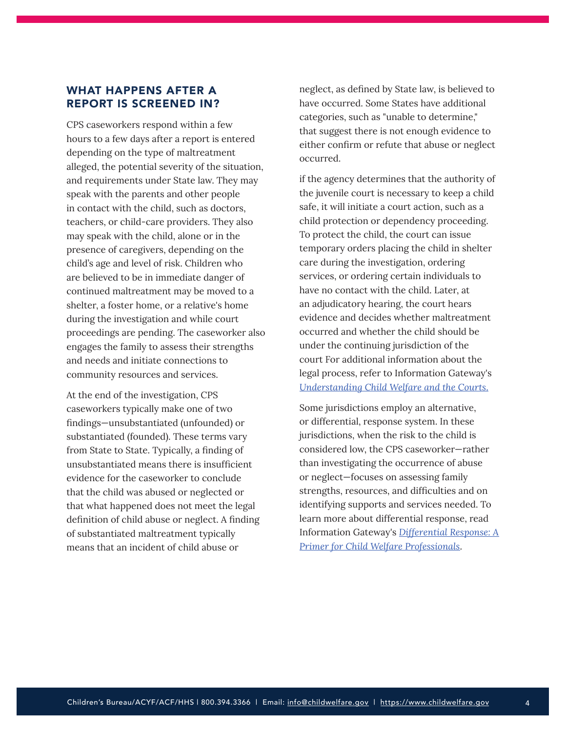## WHAT HAPPENS AFTER A REPORT IS SCREENED IN?

CPS caseworkers respond within a few hours to a few days after a report is entered depending on the type of maltreatment alleged, the potential severity of the situation, and requirements under State law. They may speak with the parents and other people in contact with the child, such as doctors, teachers, or child-care providers. They also may speak with the child, alone or in the presence of caregivers, depending on the child's age and level of risk. Children who are believed to be in immediate danger of continued maltreatment may be moved to a shelter, a foster home, or a relative's home during the investigation and while court proceedings are pending. The caseworker also engages the family to assess their strengths and needs and initiate connections to community resources and services.

At the end of the investigation, CPS caseworkers typically make one of two findings—unsubstantiated (unfounded) or substantiated (founded). These terms vary from State to State. Typically, a finding of unsubstantiated means there is insufficient evidence for the caseworker to conclude that the child was abused or neglected or that what happened does not meet the legal definition of child abuse or neglect. A finding of substantiated maltreatment typically means that an incident of child abuse or neglect, as defined by State law, is believed to have occurred. Some States have additional categories, such as "unable to determine," that suggest there is not enough evidence to either confirm or refute that abuse or neglect occurred.

if the agency determines that the authority of the juvenile court is necessary to keep a child safe, it will initiate a court action, such as a child protection or dependency proceeding. To protect the child, the court can issue temporary orders placing the child in shelter care during the investigation, ordering services, or ordering certain individuals to have no contact with the child. Later, at an adjudicatory hearing, the court hears evidence and decides whether maltreatment occurred and whether the child should be under the continuing jurisdiction of the court For additional information about the legal process, refer to Information Gateway's *Understanding Child Welfare and the Courts.*

Some jurisdictions employ an alternative, or differential, response system. In these jurisdictions, when the risk to the child is considered low, the CPS caseworker—rather than investigating the occurrence of abuse or neglect—focuses on assessing family strengths, resources, and difficulties and on identifying supports and services needed. To learn more about differential response, read Information Gateway's *Differential Response: A Primer for Child Welfare Professionals*.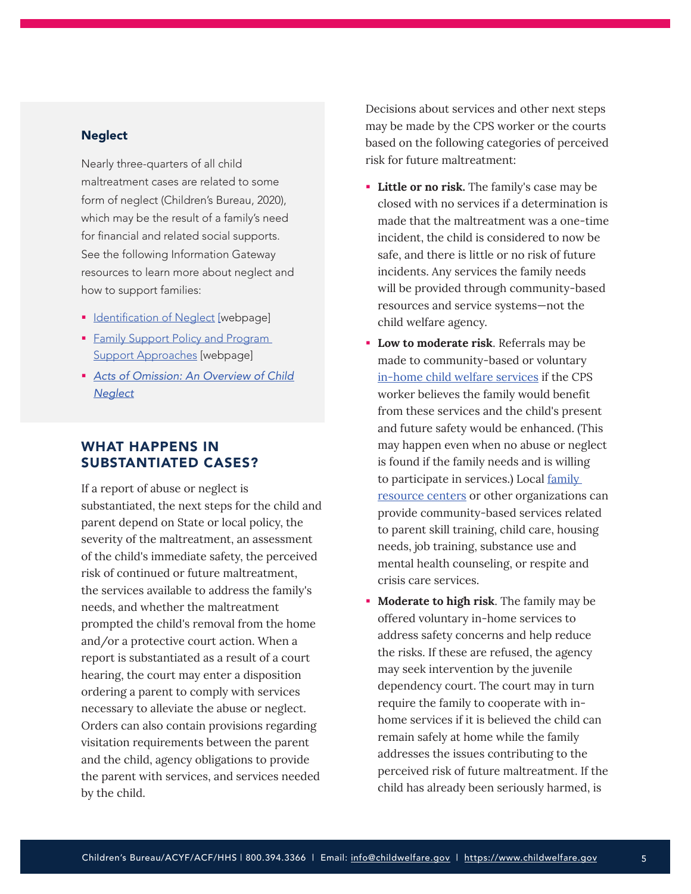### Neglect

Nearly three-quarters of all child maltreatment cases are related to some form of neglect (Children's Bureau, 2020), which may be the result of a family's need for financial and related social supports. See the following Information Gateway resources to learn more about neglect and how to support families:

- Identification of Neglect [webpage]
- Family Support Policy and Program Support Approaches [webpage]
- *Acts of Omission: An Overview of Child Neglect*

## WHAT HAPPENS IN SUBSTANTIATED CASES?

If a report of abuse or neglect is substantiated, the next steps for the child and parent depend on State or local policy, the severity of the maltreatment, an assessment of the child's immediate safety, the perceived risk of continued or future maltreatment, the services available to address the family's needs, and whether the maltreatment prompted the child's removal from the home and/or a protective court action. When a report is substantiated as a result of a court hearing, the court may enter a disposition ordering a parent to comply with services necessary to alleviate the abuse or neglect. Orders can also contain provisions regarding visitation requirements between the parent and the child, agency obligations to provide the parent with services, and services needed by the child.

Decisions about services and other next steps may be made by the CPS worker or the courts based on the following categories of perceived risk for future maltreatment:

- **Little or no risk.** The family's case may be closed with no services if a determination is made that the maltreatment was a one-time incident, the child is considered to now be safe, and there is little or no risk of future incidents. Any services the family needs will be provided through community-based resources and service systems—not the child welfare agency.
- **Low to moderate risk**. Referrals may be made to community-based or voluntary in-home child welfare services if the CPS worker believes the family would benefit from these services and the child's present and future safety would be enhanced. (This may happen even when no abuse or neglect is found if the family needs and is willing to participate in services.) Local family resource centers or other organizations can provide community-based services related to parent skill training, child care, housing needs, job training, substance use and mental health counseling, or respite and crisis care services.
- **Moderate to high risk**. The family may be offered voluntary in-home services to address safety concerns and help reduce the risks. If these are refused, the agency may seek intervention by the juvenile dependency court. The court may in turn require the family to cooperate with in-home services if it is believed the child can remain safely at home while the family addresses the issues contributing to the perceived risk of future maltreatment. If the child has already been seriously harmed, is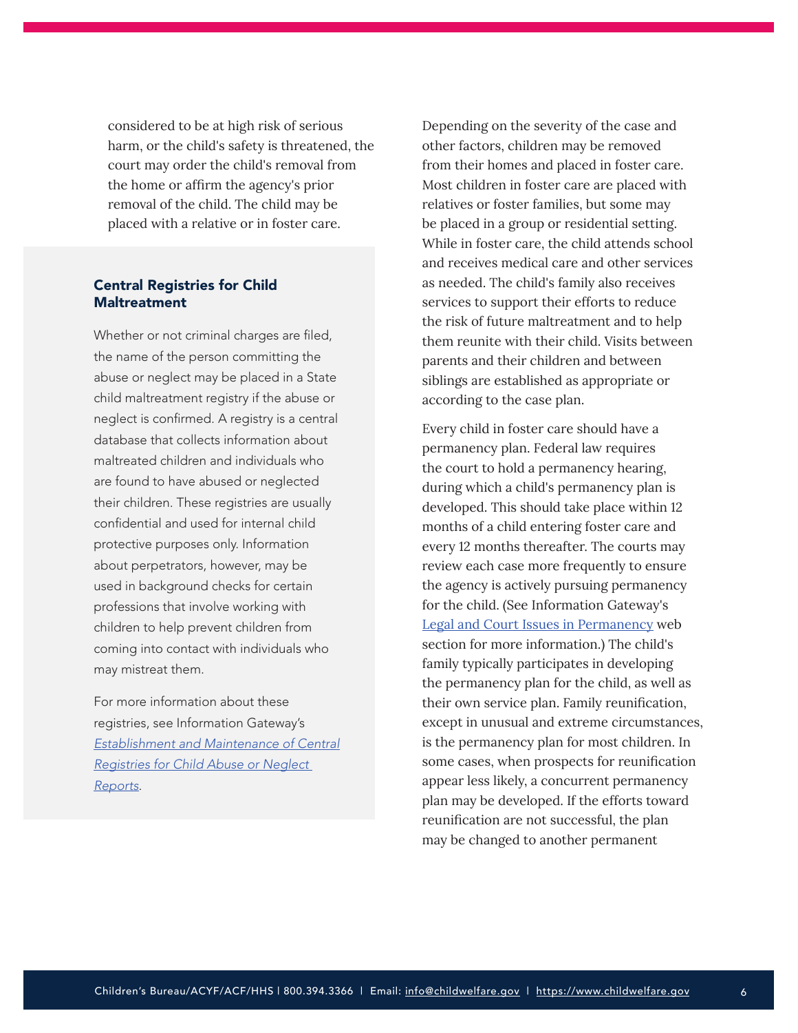considered to be at high risk of serious harm, or the child's safety is threatened, the court may order the child's removal from the home or affirm the agency's prior removal of the child. The child may be placed with a relative or in foster care.

### Central Registries for Child Maltreatment

Whether or not criminal charges are filed, the name of the person committing the abuse or neglect may be placed in a State child maltreatment registry if the abuse or neglect is confirmed. A registry is a central database that collects information about maltreated children and individuals who are found to have abused or neglected their children. These registries are usually confidential and used for internal child protective purposes only. Information about perpetrators, however, may be used in background checks for certain professions that involve working with children to help prevent children from coming into contact with individuals who may mistreat them.

For more information about these registries, see Information Gateway's *Establishment and Maintenance of Central Registries for Child Abuse or Neglect Reports*.

Depending on the severity of the case and other factors, children may be removed from their homes and placed in foster care. Most children in foster care are placed with relatives or foster families, but some may be placed in a group or residential setting. While in foster care, the child attends school and receives medical care and other services as needed. The child's family also receives services to support their efforts to reduce the risk of future maltreatment and to help them reunite with their child. Visits between parents and their children and between siblings are established as appropriate or according to the case plan.

Every child in foster care should have a permanency plan. Federal law requires the court to hold a permanency hearing, during which a child's permanency plan is developed. This should take place within 12 months of a child entering foster care and every 12 months thereafter. The courts may review each case more frequently to ensure the agency is actively pursuing permanency for the child. (See Information Gateway's Legal and Court Issues in Permanency web section for more information.) The child's family typically participates in developing the permanency plan for the child, as well as their own service plan. Family reunification, except in unusual and extreme circumstances, is the permanency plan for most children. In some cases, when prospects for reunification appear less likely, a concurrent permanency plan may be developed. If the efforts toward reunification are not successful, the plan may be changed to another permanent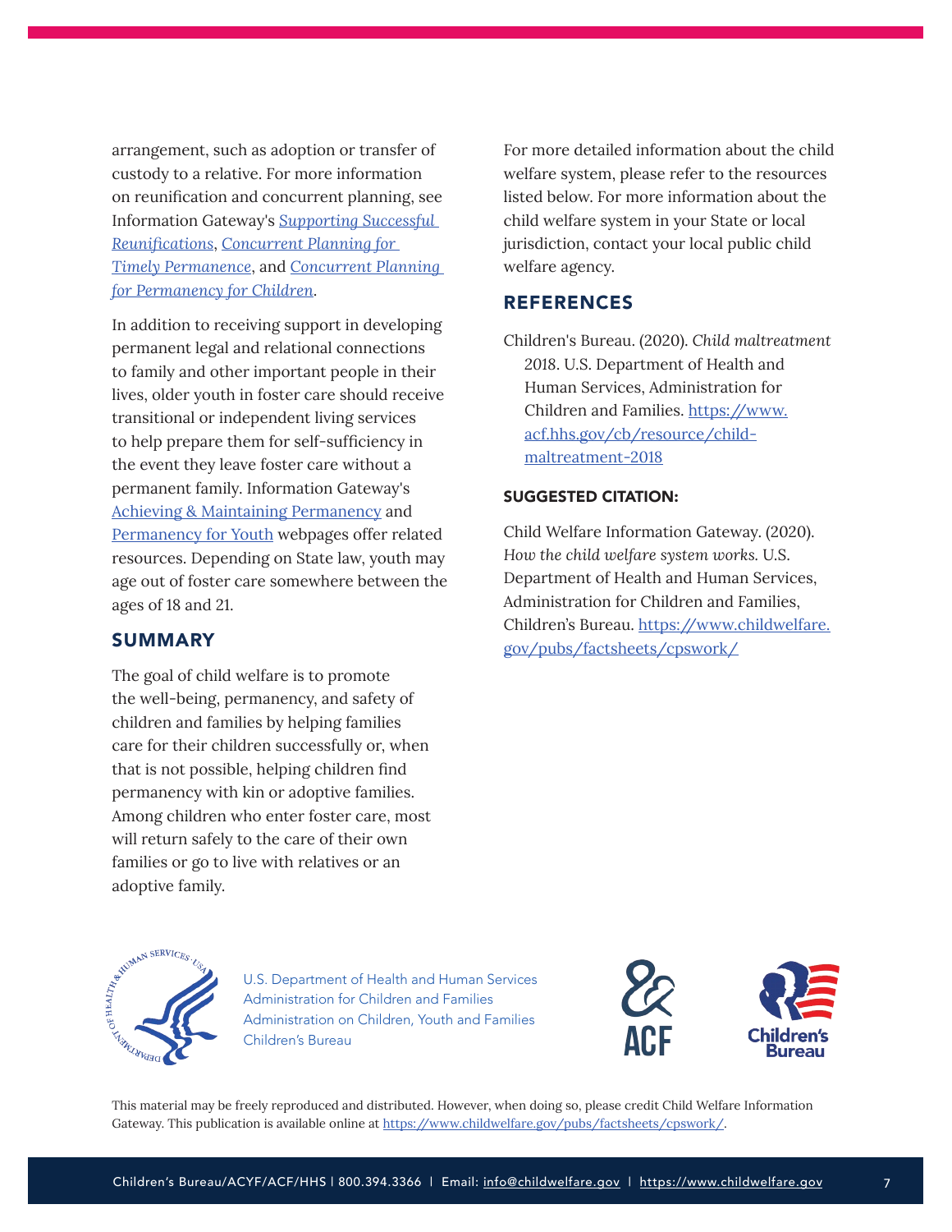arrangement, such as adoption or transfer of custody to a relative. For more information on reunification and concurrent planning, see Information Gateway's *Supporting Successful Reunifications*, *Concurrent Planning for Timely Permanence*, and *Concurrent Planning for Permanency for Children*.

In addition to receiving support in developing permanent legal and relational connections to family and other important people in their lives, older youth in foster care should receive transitional or independent living services to help prepare them for self-sufficiency in the event they leave foster care without a permanent family. Information Gateway's Achieving & Maintaining Permanency and Permanency for Youth webpages offer related resources. Depending on State law, youth may age out of foster care somewhere between the ages of 18 and 21.

## SUMMARY

The goal of child welfare is to promote the well-being, permanency, and safety of children and families by helping families care for their children successfully or, when that is not possible, helping children find permanency with kin or adoptive families. Among children who enter foster care, most will return safely to the care of their own families or go to live with relatives or an adoptive family.

For more detailed information about the child welfare system, please refer to the resources listed below. For more information about the child welfare system in your State or local jurisdiction, contact your local public child welfare agency.

## REFERENCES

Children's Bureau. (2020). *Child maltreatment 2018*. U.S. Department of Health and Human Services, Administration for Children and Families. https://www.acf.hhs.gov/cb/resource/child-maltreatment-2018

### SUGGESTED CITATION:

Child Welfare Information Gateway. (2020). *How the child welfare system works*. U.S. Department of Health and Human Services, Administration for Children and Families, Children's Bureau. https://www.childwelfare.gov/pubs/factsheets/cpswork/

U.S. Department of Health and Human Services
Administration for Children and Families
Administration on Children, Youth and Families
Children's Bureau

This material may be freely reproduced and distributed. However, when doing so, please credit Child Welfare Information Gateway. This publication is available online at https://www.childwelfare.gov/pubs/factsheets/cpswork/.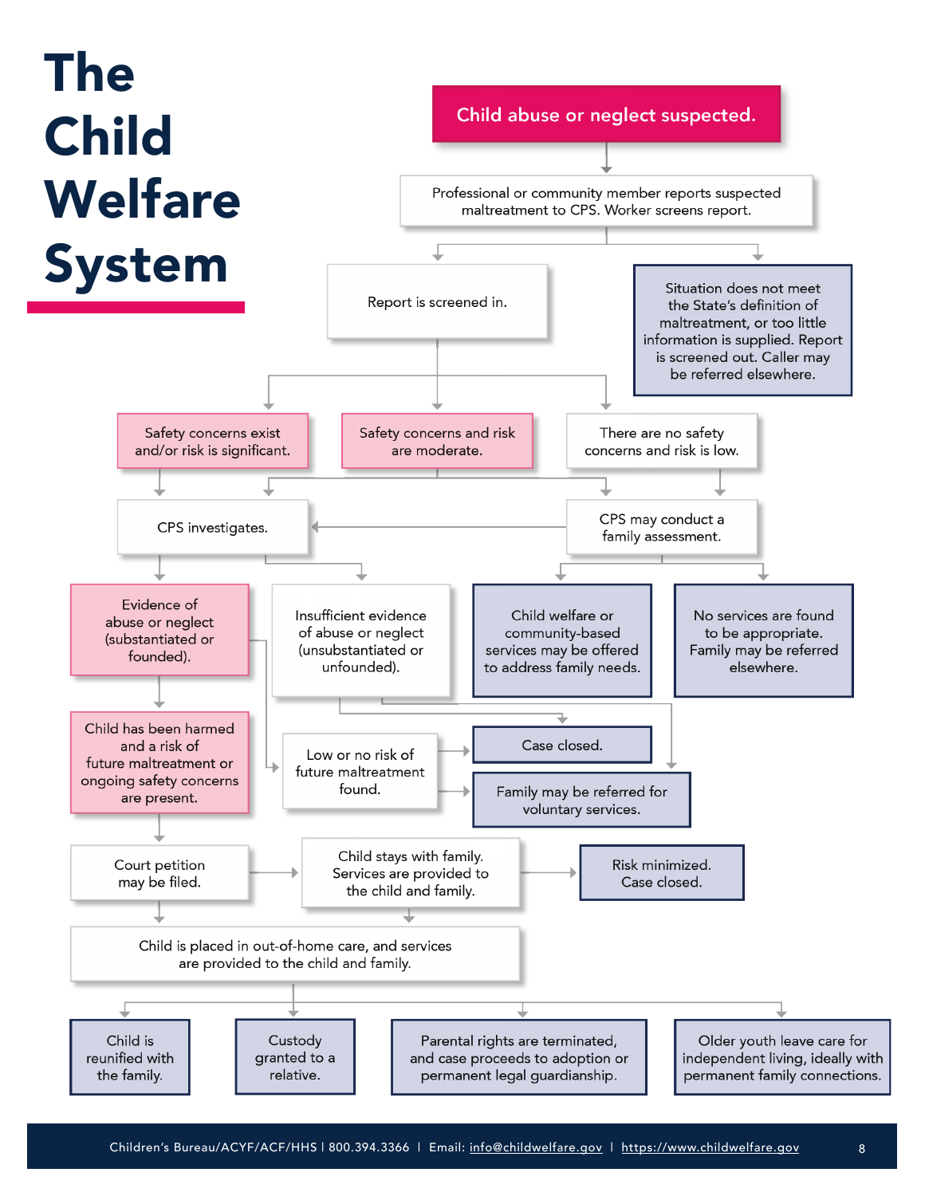# The Child Welfare System

Child abuse or neglect suspected.

Professional or community member reports suspected maltreatment to CPS. Worker screens report.

Report is screened in.

Situation does not meet the State's definition of maltreatment, or too little information is supplied. Report is screened out. Caller may be referred elsewhere.

Safety concerns exist and/or risk is significant.

Safety concerns and risk are moderate.

There are no safety concerns and risk is low.

CPS investigates.

CPS may conduct a family assessment.

Evidence of abuse or neglect (substantiated or founded).

Insufficient evidence of abuse or neglect (unsubstantiated or unfounded).

Child welfare or community-based services may be offered to address family needs.

No services are found to be appropriate. Family may be referred elsewhere.

Child has been harmed and a risk of future maltreatment or ongoing safety concerns are present.

Low or no risk of future maltreatment found.

Case closed.

Family may be referred for voluntary services.

Court petition may be filed.

Child stays with family. Services are provided to the child and family.

Risk minimized. Case closed.

Child is placed in out-of-home care, and services are provided to the child and family.

Child is reunified with the family.

Custody granted to a relative.

Parental rights are terminated, and case proceeds to adoption or permanent legal guardianship.

Older youth leave care for independent living, ideally with permanent family connections.

Children's Bureau/ACYF/ACF/HHS | 800.394.3366 | Email: info@childwelfare.gov | https://www.childwelfare.gov